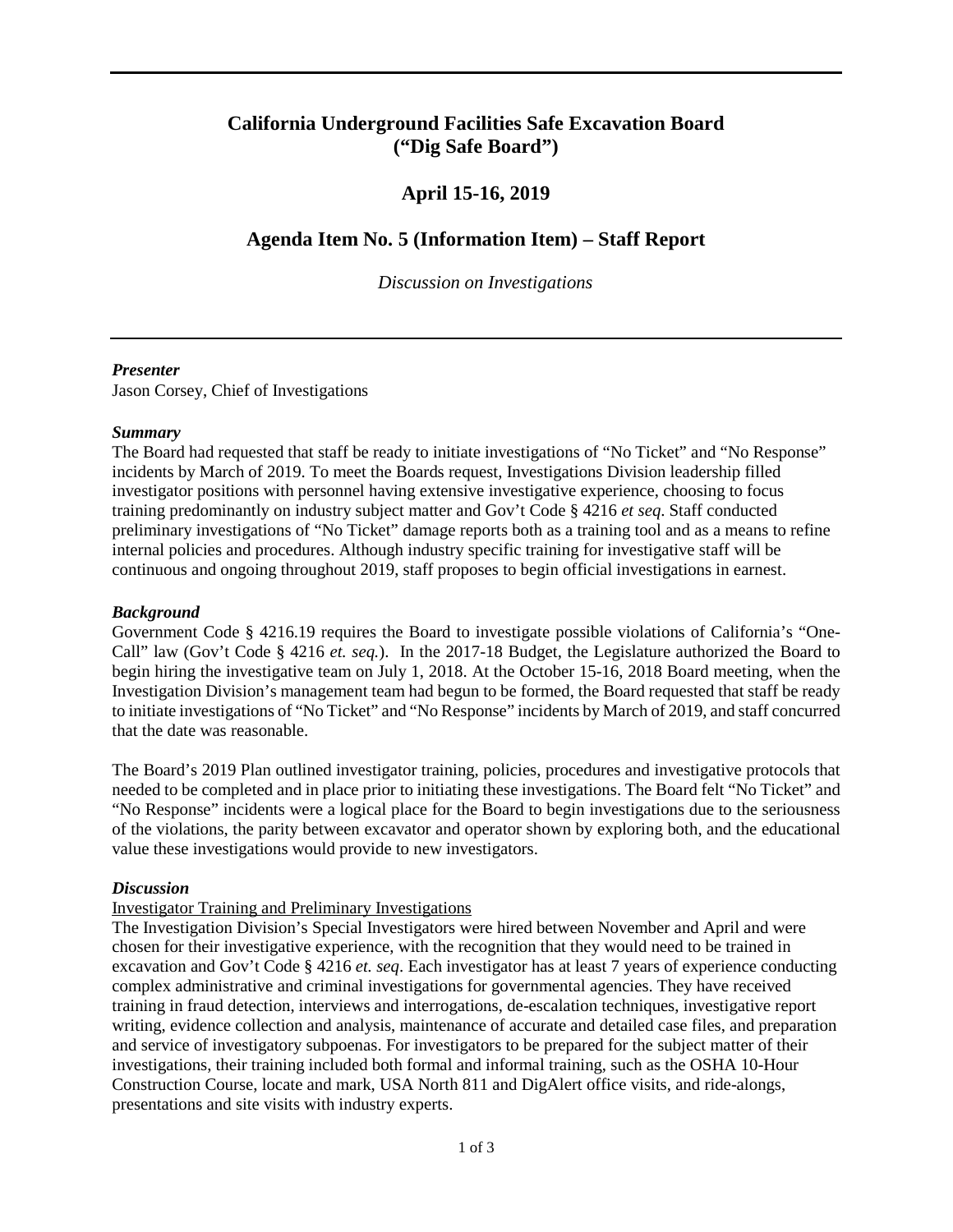# California Underground Facilities Safe Excavation Board ("Dig Safe Board")

## April 15-16, 2019

## Agenda Item No. 5 (Information Item) – Staff Report

*Discussion on Investigations*

---

***Presenter***

Jason Corsey, Chief of Investigations

***Summary***

The Board had requested that staff be ready to initiate investigations of "No Ticket" and "No Response" incidents by March of 2019. To meet the Boards request, Investigations Division leadership filled investigator positions with personnel having extensive investigative experience, choosing to focus training predominantly on industry subject matter and Gov't Code § 4216 *et seq*. Staff conducted preliminary investigations of "No Ticket" damage reports both as a training tool and as a means to refine internal policies and procedures. Although industry specific training for investigative staff will be continuous and ongoing throughout 2019, staff proposes to begin official investigations in earnest.

***Background***

Government Code § 4216.19 requires the Board to investigate possible violations of California's "One-Call" law (Gov't Code § 4216 *et. seq.*). In the 2017-18 Budget, the Legislature authorized the Board to begin hiring the investigative team on July 1, 2018. At the October 15-16, 2018 Board meeting, when the Investigation Division's management team had begun to be formed, the Board requested that staff be ready to initiate investigations of "No Ticket" and "No Response" incidents by March of 2019, and staff concurred that the date was reasonable.

The Board's 2019 Plan outlined investigator training, policies, procedures and investigative protocols that needed to be completed and in place prior to initiating these investigations. The Board felt "No Ticket" and "No Response" incidents were a logical place for the Board to begin investigations due to the seriousness of the violations, the parity between excavator and operator shown by exploring both, and the educational value these investigations would provide to new investigators.

***Discussion***

Investigator Training and Preliminary Investigations

The Investigation Division's Special Investigators were hired between November and April and were chosen for their investigative experience, with the recognition that they would need to be trained in excavation and Gov't Code § 4216 *et. seq*. Each investigator has at least 7 years of experience conducting complex administrative and criminal investigations for governmental agencies. They have received training in fraud detection, interviews and interrogations, de-escalation techniques, investigative report writing, evidence collection and analysis, maintenance of accurate and detailed case files, and preparation and service of investigatory subpoenas. For investigators to be prepared for the subject matter of their investigations, their training included both formal and informal training, such as the OSHA 10-Hour Construction Course, locate and mark, USA North 811 and DigAlert office visits, and ride-alongs, presentations and site visits with industry experts.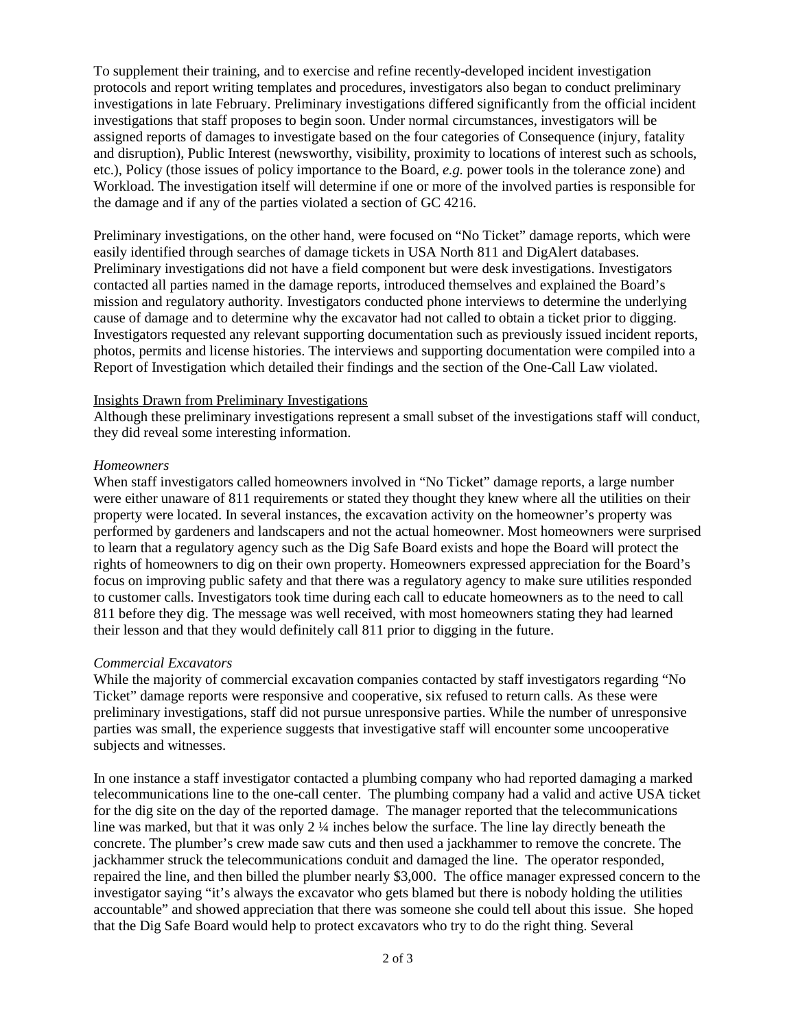To supplement their training, and to exercise and refine recently-developed incident investigation protocols and report writing templates and procedures, investigators also began to conduct preliminary investigations in late February. Preliminary investigations differed significantly from the official incident investigations that staff proposes to begin soon. Under normal circumstances, investigators will be assigned reports of damages to investigate based on the four categories of Consequence (injury, fatality and disruption), Public Interest (newsworthy, visibility, proximity to locations of interest such as schools, etc.), Policy (those issues of policy importance to the Board, *e.g.* power tools in the tolerance zone) and Workload. The investigation itself will determine if one or more of the involved parties is responsible for the damage and if any of the parties violated a section of GC 4216.

Preliminary investigations, on the other hand, were focused on "No Ticket" damage reports, which were easily identified through searches of damage tickets in USA North 811 and DigAlert databases. Preliminary investigations did not have a field component but were desk investigations. Investigators contacted all parties named in the damage reports, introduced themselves and explained the Board's mission and regulatory authority. Investigators conducted phone interviews to determine the underlying cause of damage and to determine why the excavator had not called to obtain a ticket prior to digging. Investigators requested any relevant supporting documentation such as previously issued incident reports, photos, permits and license histories. The interviews and supporting documentation were compiled into a Report of Investigation which detailed their findings and the section of the One-Call Law violated.

<u>Insights Drawn from Preliminary Investigations</u>

Although these preliminary investigations represent a small subset of the investigations staff will conduct, they did reveal some interesting information.

*Homeowners*

When staff investigators called homeowners involved in "No Ticket" damage reports, a large number were either unaware of 811 requirements or stated they thought they knew where all the utilities on their property were located. In several instances, the excavation activity on the homeowner's property was performed by gardeners and landscapers and not the actual homeowner. Most homeowners were surprised to learn that a regulatory agency such as the Dig Safe Board exists and hope the Board will protect the rights of homeowners to dig on their own property. Homeowners expressed appreciation for the Board's focus on improving public safety and that there was a regulatory agency to make sure utilities responded to customer calls. Investigators took time during each call to educate homeowners as to the need to call 811 before they dig. The message was well received, with most homeowners stating they had learned their lesson and that they would definitely call 811 prior to digging in the future.

*Commercial Excavators*

While the majority of commercial excavation companies contacted by staff investigators regarding "No Ticket" damage reports were responsive and cooperative, six refused to return calls. As these were preliminary investigations, staff did not pursue unresponsive parties. While the number of unresponsive parties was small, the experience suggests that investigative staff will encounter some uncooperative subjects and witnesses.

In one instance a staff investigator contacted a plumbing company who had reported damaging a marked telecommunications line to the one-call center. The plumbing company had a valid and active USA ticket for the dig site on the day of the reported damage. The manager reported that the telecommunications line was marked, but that it was only 2 ¼ inches below the surface. The line lay directly beneath the concrete. The plumber's crew made saw cuts and then used a jackhammer to remove the concrete. The jackhammer struck the telecommunications conduit and damaged the line. The operator responded, repaired the line, and then billed the plumber nearly $3,000. The office manager expressed concern to the investigator saying "it's always the excavator who gets blamed but there is nobody holding the utilities accountable" and showed appreciation that there was someone she could tell about this issue. She hoped that the Dig Safe Board would help to protect excavators who try to do the right thing. Several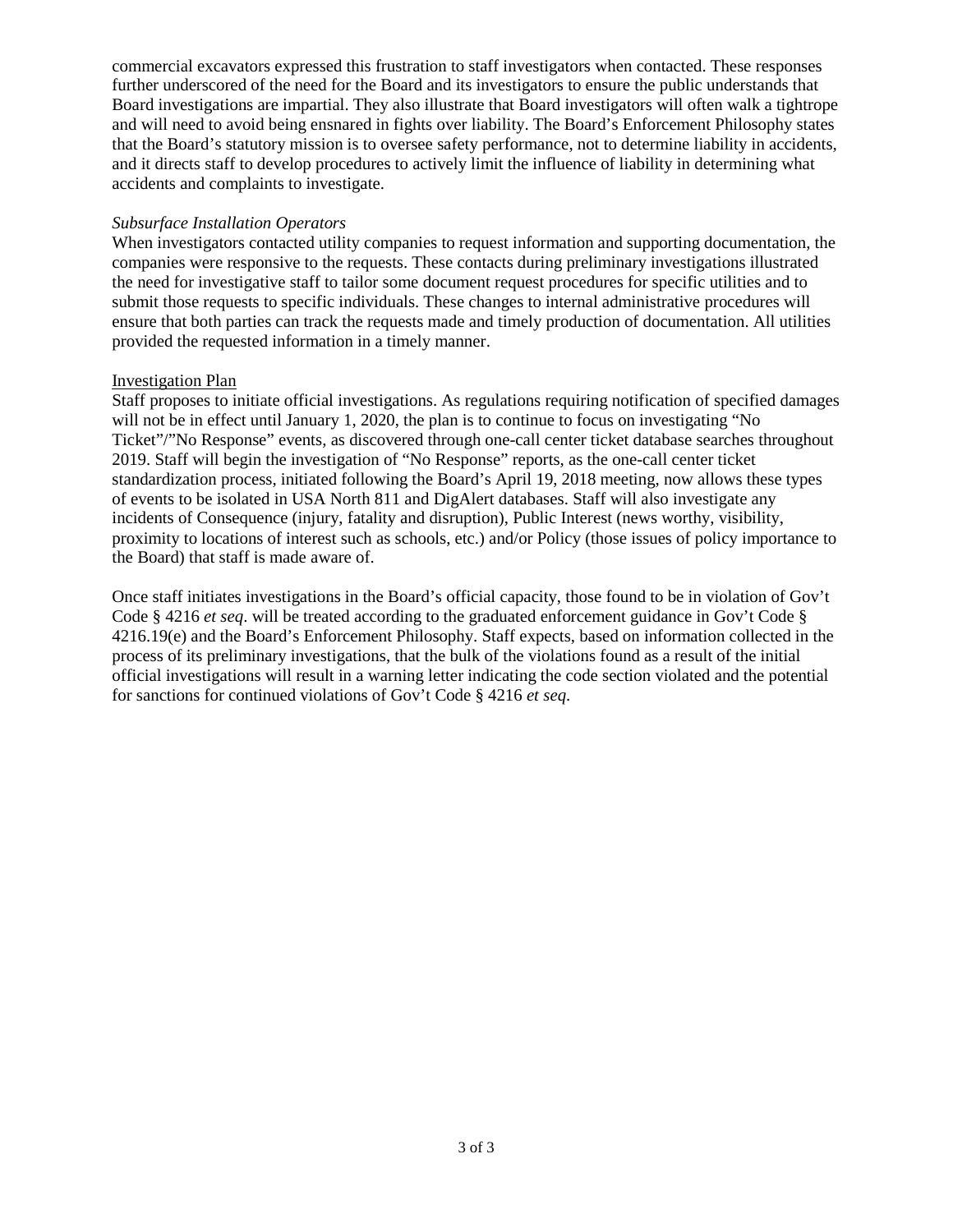commercial excavators expressed this frustration to staff investigators when contacted. These responses further underscored of the need for the Board and its investigators to ensure the public understands that Board investigations are impartial. They also illustrate that Board investigators will often walk a tightrope and will need to avoid being ensnared in fights over liability. The Board's Enforcement Philosophy states that the Board's statutory mission is to oversee safety performance, not to determine liability in accidents, and it directs staff to develop procedures to actively limit the influence of liability in determining what accidents and complaints to investigate.

*Subsurface Installation Operators*

When investigators contacted utility companies to request information and supporting documentation, the companies were responsive to the requests. These contacts during preliminary investigations illustrated the need for investigative staff to tailor some document request procedures for specific utilities and to submit those requests to specific individuals. These changes to internal administrative procedures will ensure that both parties can track the requests made and timely production of documentation. All utilities provided the requested information in a timely manner.

Investigation Plan

Staff proposes to initiate official investigations. As regulations requiring notification of specified damages will not be in effect until January 1, 2020, the plan is to continue to focus on investigating "No Ticket"/"No Response" events, as discovered through one-call center ticket database searches throughout 2019. Staff will begin the investigation of "No Response" reports, as the one-call center ticket standardization process, initiated following the Board's April 19, 2018 meeting, now allows these types of events to be isolated in USA North 811 and DigAlert databases. Staff will also investigate any incidents of Consequence (injury, fatality and disruption), Public Interest (news worthy, visibility, proximity to locations of interest such as schools, etc.) and/or Policy (those issues of policy importance to the Board) that staff is made aware of.

Once staff initiates investigations in the Board's official capacity, those found to be in violation of Gov't Code § 4216 *et seq*. will be treated according to the graduated enforcement guidance in Gov't Code § 4216.19(e) and the Board's Enforcement Philosophy. Staff expects, based on information collected in the process of its preliminary investigations, that the bulk of the violations found as a result of the initial official investigations will result in a warning letter indicating the code section violated and the potential for sanctions for continued violations of Gov't Code § 4216 *et seq*.